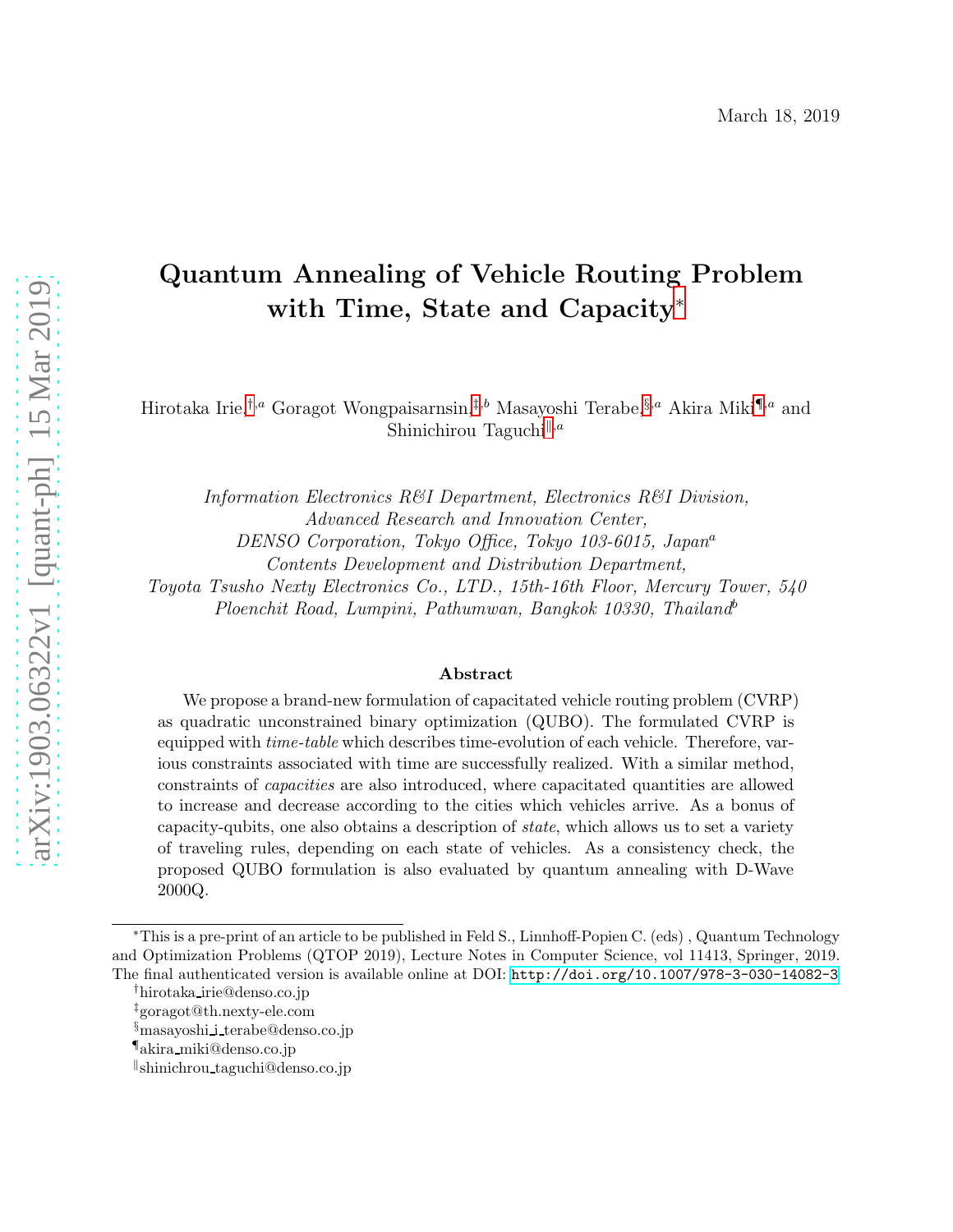March 18, 2019

# Quantum Annealing of Vehicle Routing Problem with Time, State and Capacity[*]

Hirotaka Irie,[†,a] Goragot Wongpaisarnsin,[‡,b] Masayoshi Terabe,[§,a] Akira Miki[¶,a] and Shinichirou Taguchi[‖,a]

*Information Electronics R&I Department, Electronics R&I Division, Advanced Research and Innovation Center, DENSO Corporation, Tokyo Office, Tokyo 103-6015, Japan*[a]
*Contents Development and Distribution Department, Toyota Tsusho Nexty Electronics Co., LTD., 15th-16th Floor, Mercury Tower, 540 Ploenchit Road, Lumpini, Pathumwan, Bangkok 10330, Thailand*[b]

### Abstract

We propose a brand-new formulation of capacitated vehicle routing problem (CVRP) as quadratic unconstrained binary optimization (QUBO). The formulated CVRP is equipped with *time-table* which describes time-evolution of each vehicle. Therefore, various constraints associated with time are successfully realized. With a similar method, constraints of *capacities* are also introduced, where capacitated quantities are allowed to increase and decrease according to the cities which vehicles arrive. As a bonus of capacity-qubits, one also obtains a description of *state*, which allows us to set a variety of traveling rules, depending on each state of vehicles. As a consistency check, the proposed QUBO formulation is also evaluated by quantum annealing with D-Wave 2000Q.

---

[*] This is a pre-print of an article to be published in Feld S., Linnhoff-Popien C. (eds) , Quantum Technology and Optimization Problems (QTOP 2019), Lecture Notes in Computer Science, vol 11413, Springer, 2019. The final authenticated version is available online at DOI: http://doi.org/10.1007/978-3-030-14082-3

[†] hirotaka_irie@denso.co.jp

[‡] goragot@th.nexty-ele.com

[§] masayoshi_i_terabe@denso.co.jp

[¶] akira_miki@denso.co.jp

[‖] shinichirou_taguchi@denso.co.jp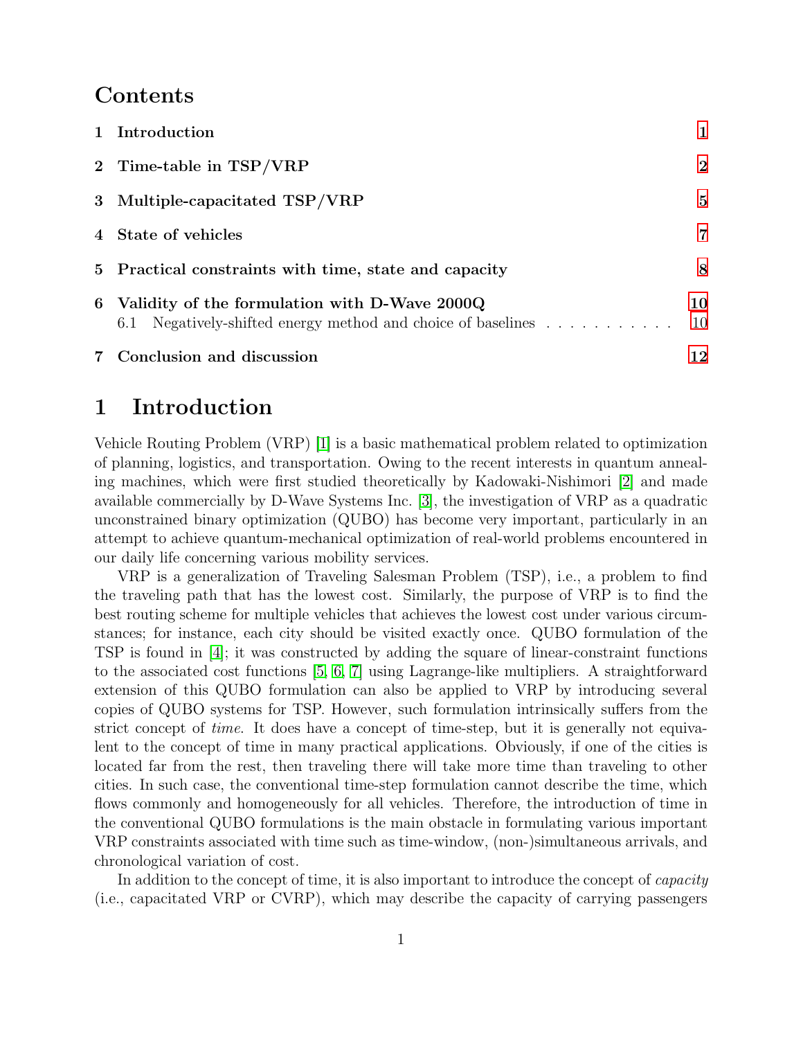# Contents

1 Introduction 1

2 Time-table in TSP/VRP 2

3 Multiple-capacitated TSP/VRP 5

4 State of vehicles 7

5 Practical constraints with time, state and capacity 8

6 Validity of the formulation with D-Wave 2000Q 10
  6.1 Negatively-shifted energy method and choice of baselines . . . . . . . . . . . 10

7 Conclusion and discussion 12

# 1 Introduction

Vehicle Routing Problem (VRP) [1] is a basic mathematical problem related to optimization of planning, logistics, and transportation. Owing to the recent interests in quantum annealing machines, which were first studied theoretically by Kadowaki-Nishimori [2] and made available commercially by D-Wave Systems Inc. [3], the investigation of VRP as a quadratic unconstrained binary optimization (QUBO) has become very important, particularly in an attempt to achieve quantum-mechanical optimization of real-world problems encountered in our daily life concerning various mobility services.

VRP is a generalization of Traveling Salesman Problem (TSP), i.e., a problem to find the traveling path that has the lowest cost. Similarly, the purpose of VRP is to find the best routing scheme for multiple vehicles that achieves the lowest cost under various circumstances; for instance, each city should be visited exactly once. QUBO formulation of the TSP is found in [4]; it was constructed by adding the square of linear-constraint functions to the associated cost functions [5, 6, 7] using Lagrange-like multipliers. A straightforward extension of this QUBO formulation can also be applied to VRP by introducing several copies of QUBO systems for TSP. However, such formulation intrinsically suffers from the strict concept of *time*. It does have a concept of time-step, but it is generally not equivalent to the concept of time in many practical applications. Obviously, if one of the cities is located far from the rest, then traveling there will take more time than traveling to other cities. In such case, the conventional time-step formulation cannot describe the time, which flows commonly and homogeneously for all vehicles. Therefore, the introduction of time in the conventional QUBO formulations is the main obstacle in formulating various important VRP constraints associated with time such as time-window, (non-)simultaneous arrivals, and chronological variation of cost.

In addition to the concept of time, it is also important to introduce the concept of *capacity* (i.e., capacitated VRP or CVRP), which may describe the capacity of carrying passengers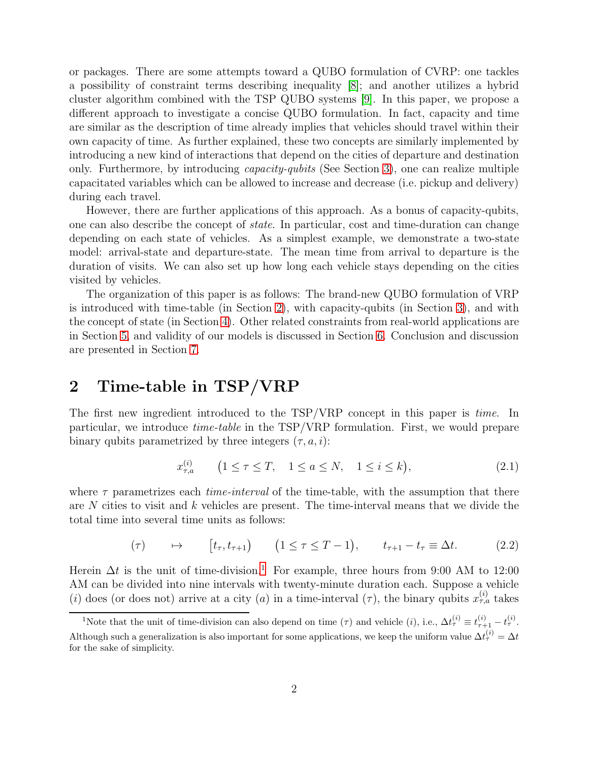or packages. There are some attempts toward a QUBO formulation of CVRP: one tackles a possibility of constraint terms describing inequality [8]; and another utilizes a hybrid cluster algorithm combined with the TSP QUBO systems [9]. In this paper, we propose a different approach to investigate a concise QUBO formulation. In fact, capacity and time are similar as the description of time already implies that vehicles should travel within their own capacity of time. As further explained, these two concepts are similarly implemented by introducing a new kind of interactions that depend on the cities of departure and destination only. Furthermore, by introducing *capacity-qubits* (See Section 3), one can realize multiple capacitated variables which can be allowed to increase and decrease (i.e. pickup and delivery) during each travel.

However, there are further applications of this approach. As a bonus of capacity-qubits, one can also describe the concept of *state*. In particular, cost and time-duration can change depending on each state of vehicles. As a simplest example, we demonstrate a two-state model: arrival-state and departure-state. The mean time from arrival to departure is the duration of visits. We can also set up how long each vehicle stays depending on the cities visited by vehicles.

The organization of this paper is as follows: The brand-new QUBO formulation of VRP is introduced with time-table (in Section 2), with capacity-qubits (in Section 3), and with the concept of state (in Section 4). Other related constraints from real-world applications are in Section 5, and validity of our models is discussed in Section 6. Conclusion and discussion are presented in Section 7.

## 2 Time-table in TSP/VRP

The first new ingredient introduced to the TSP/VRP concept in this paper is *time*. In particular, we introduce *time-table* in the TSP/VRP formulation. First, we would prepare binary qubits parametrized by three integers $(\tau, a, i)$:

$$x^{(i)}_{\tau,a} \qquad \big(1 \leq \tau \leq T, \quad 1 \leq a \leq N, \quad 1 \leq i \leq k\big), \tag{2.1}$$

where $\tau$ parametrizes each *time-interval* of the time-table, with the assumption that there are $N$ cities to visit and $k$ vehicles are present. The time-interval means that we divide the total time into several time units as follows:

$$(\tau) \qquad \mapsto \qquad \big[t_\tau, t_{\tau+1}\big) \qquad \big(1 \leq \tau \leq T-1\big), \qquad t_{\tau+1} - t_\tau \equiv \Delta t. \tag{2.2}$$

Herein $\Delta t$ is the unit of time-division.[1] For example, three hours from 9:00 AM to 12:00 AM can be divided into nine intervals with twenty-minute duration each. Suppose a vehicle $(i)$ does (or does not) arrive at a city $(a)$ in a time-interval $(\tau)$, the binary qubits $x^{(i)}_{\tau,a}$ takes

[1] Note that the unit of time-division can also depend on time $(\tau)$ and vehicle $(i)$, i.e., $\Delta t^{(i)}_\tau \equiv t^{(i)}_{\tau+1} - t^{(i)}_\tau$. Although such a generalization is also important for some applications, we keep the uniform value $\Delta t^{(i)}_\tau = \Delta t$ for the sake of simplicity.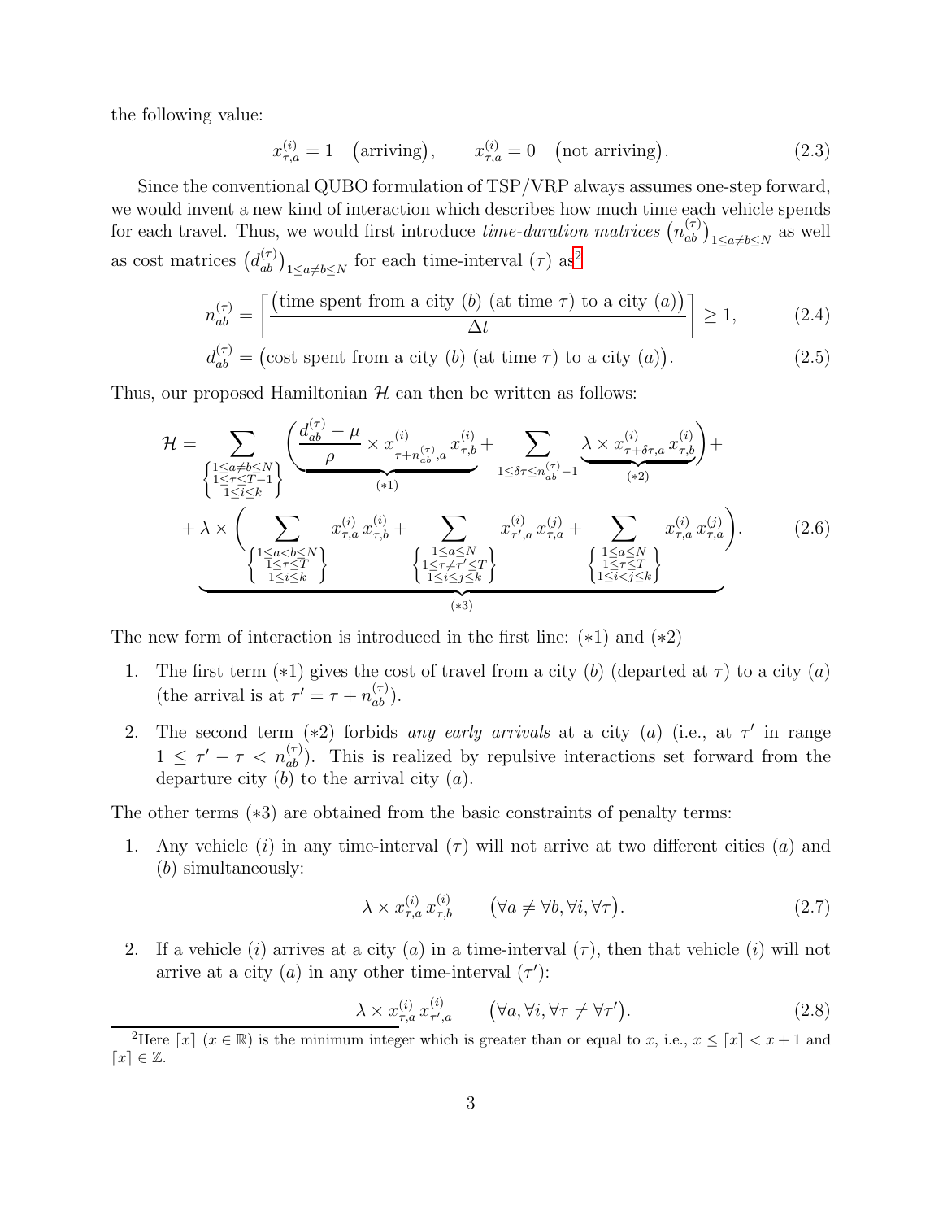the following value:

$$x^{(i)}_{\tau,a} = 1 \quad \big(\text{arriving}\big), \qquad x^{(i)}_{\tau,a} = 0 \quad \big(\text{not arriving}\big). \tag{2.3}$$

Since the conventional QUBO formulation of TSP/VRP always assumes one-step forward, we would invent a new kind of interaction which describes how much time each vehicle spends for each travel. Thus, we would first introduce *time-duration matrices* $\big(n^{(\tau)}_{ab}\big)_{1\le a\neq b\le N}$ as well as cost matrices $\big(d^{(\tau)}_{ab}\big)_{1\le a\neq b\le N}$ for each time-interval $(\tau)$ as[2]

$$n^{(\tau)}_{ab} = \left\lceil \frac{\big(\text{time spent from a city } (b) \text{ (at time } \tau) \text{ to a city } (a)\big)}{\Delta t} \right\rceil \ge 1, \tag{2.4}$$

$$d^{(\tau)}_{ab} = \big(\text{cost spent from a city } (b) \text{ (at time } \tau) \text{ to a city } (a)\big). \tag{2.5}$$

Thus, our proposed Hamiltonian $\mathcal{H}$ can then be written as follows:

$$\begin{aligned}
\mathcal{H} = &\sum_{\left\{\substack{1\le a\neq b\le N \\ 1\le \tau \le T-1 \\ 1\le i\le k}\right\}} \Bigg( \underbrace{\frac{d^{(\tau)}_{ab} - \mu}{\rho} \times x^{(i)}_{\tau+n^{(\tau)}_{ab},a}\, x^{(i)}_{\tau,b}}_{(*1)} + \sum_{1\le \delta\tau \le n^{(\tau)}_{ab}-1} \underbrace{\lambda \times x^{(i)}_{\tau+\delta\tau,a}\, x^{(i)}_{\tau,b}}_{(*2)} \Bigg) + \\
&+ \underbrace{\lambda \times \Bigg( \sum_{\left\{\substack{1\le a<b\le N \\ 1\le \tau\le T \\ 1\le i\le k}\right\}} x^{(i)}_{\tau,a}\, x^{(i)}_{\tau,b} + \sum_{\left\{\substack{1\le a\le N \\ 1\le \tau\neq\tau'\le T \\ 1\le i\le j\le k}\right\}} x^{(i)}_{\tau',a}\, x^{(j)}_{\tau,a} + \sum_{\left\{\substack{1\le a\le N \\ 1\le \tau\le T \\ 1\le i<j\le k}\right\}} x^{(i)}_{\tau,a}\, x^{(j)}_{\tau,a} \Bigg)}_{(*3)}.
\end{aligned} \tag{2.6}$$

The new form of interaction is introduced in the first line: $(*1)$ and $(*2)$

1. The first term $(*1)$ gives the cost of travel from a city $(b)$ (departed at $\tau$) to a city $(a)$ (the arrival is at $\tau' = \tau + n^{(\tau)}_{ab}$).
2. The second term $(*2)$ forbids *any early arrivals* at a city $(a)$ (i.e., at $\tau'$ in range $1 \le \tau' - \tau < n^{(\tau)}_{ab}$). This is realized by repulsive interactions set forward from the departure city $(b)$ to the arrival city $(a)$.

The other terms $(*3)$ are obtained from the basic constraints of penalty terms:

1. Any vehicle $(i)$ in any time-interval $(\tau)$ will not arrive at two different cities $(a)$ and $(b)$ simultaneously:

$$\lambda \times x^{(i)}_{\tau,a}\, x^{(i)}_{\tau,b} \qquad \big(\forall a \neq \forall b, \forall i, \forall \tau\big). \tag{2.7}$$

2. If a vehicle $(i)$ arrives at a city $(a)$ in a time-interval $(\tau)$, then that vehicle $(i)$ will not arrive at a city $(a)$ in any other time-interval $(\tau')$:

$$\lambda \times x^{(i)}_{\tau,a}\, x^{(i)}_{\tau',a} \qquad \big(\forall a, \forall i, \forall \tau \neq \forall \tau'\big). \tag{2.8}$$

---

[2] Here $\lceil x \rceil$ $(x \in \mathbb{R})$ is the minimum integer which is greater than or equal to $x$, i.e., $x \le \lceil x \rceil < x + 1$ and $\lceil x \rceil \in \mathbb{Z}$.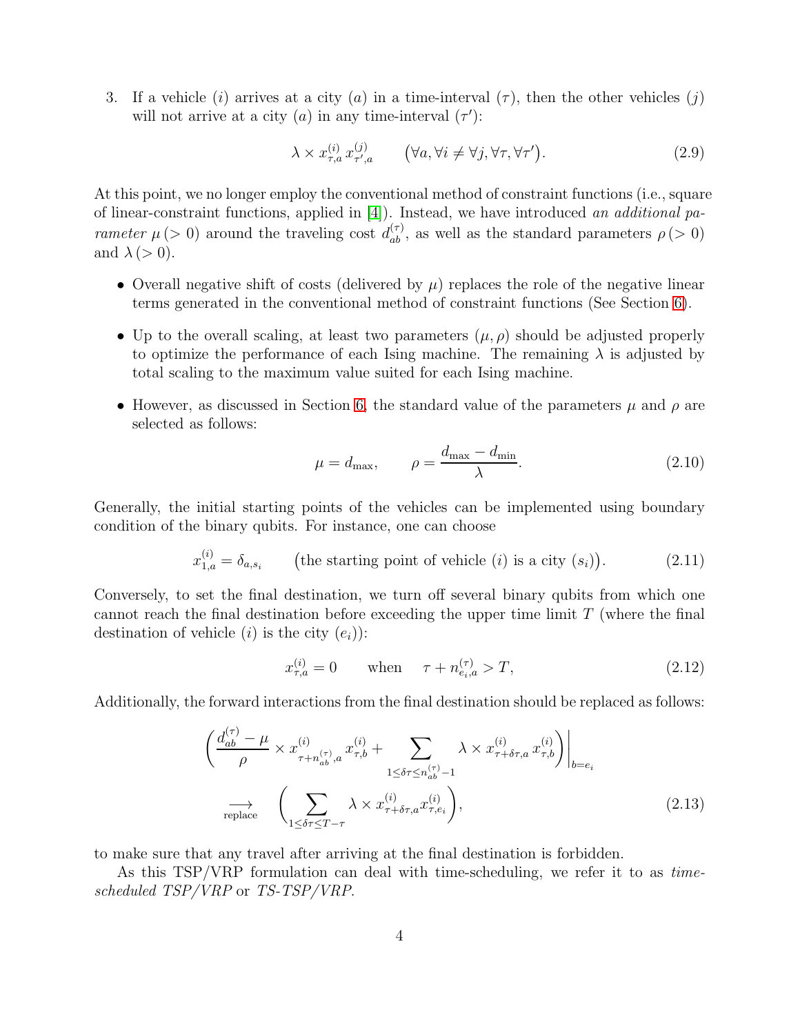3. If a vehicle $(i)$ arrives at a city $(a)$ in a time-interval $(\tau)$, then the other vehicles $(j)$ will not arrive at a city $(a)$ in any time-interval $(\tau')$:

$$\lambda \times x^{(i)}_{\tau,a}\, x^{(j)}_{\tau',a} \qquad \big(\forall a, \forall i \neq \forall j, \forall \tau, \forall \tau'\big). \tag{2.9}$$

At this point, we no longer employ the conventional method of constraint functions (i.e., square of linear-constraint functions, applied in [4]). Instead, we have introduced *an additional parameter* $\mu\,(>0)$ around the traveling cost $d^{(\tau)}_{ab}$, as well as the standard parameters $\rho\,(>0)$ and $\lambda\,(>0)$.

- Overall negative shift of costs (delivered by $\mu$) replaces the role of the negative linear terms generated in the conventional method of constraint functions (See Section 6).
- Up to the overall scaling, at least two parameters $(\mu, \rho)$ should be adjusted properly to optimize the performance of each Ising machine. The remaining $\lambda$ is adjusted by total scaling to the maximum value suited for each Ising machine.
- However, as discussed in Section 6, the standard value of the parameters $\mu$ and $\rho$ are selected as follows:

$$\mu = d_{\max}, \qquad \rho = \frac{d_{\max} - d_{\min}}{\lambda}. \tag{2.10}$$

Generally, the initial starting points of the vehicles can be implemented using boundary condition of the binary qubits. For instance, one can choose

$$x^{(i)}_{1,a} = \delta_{a,s_i} \qquad \big(\text{the starting point of vehicle } (i) \text{ is a city } (s_i)\big). \tag{2.11}$$

Conversely, to set the final destination, we turn off several binary qubits from which one cannot reach the final destination before exceeding the upper time limit $T$ (where the final destination of vehicle $(i)$ is the city $(e_i)$):

$$x^{(i)}_{\tau,a} = 0 \qquad \text{when} \qquad \tau + n^{(\tau)}_{e_i,a} > T, \tag{2.12}$$

Additionally, the forward interactions from the final destination should be replaced as follows:

$$\left.\left(\frac{d^{(\tau)}_{ab} - \mu}{\rho} \times x^{(i)}_{\tau+n^{(\tau)}_{ab},a}\, x^{(i)}_{\tau,b} + \sum_{1\leq \delta\tau \leq n^{(\tau)}_{ab}-1} \lambda \times x^{(i)}_{\tau+\delta\tau,a}\, x^{(i)}_{\tau,b}\right)\right|_{b=e_i}$$
$$\underset{\text{replace}}{\longrightarrow} \quad \left(\sum_{1\leq\delta\tau\leq T-\tau} \lambda \times x^{(i)}_{\tau+\delta\tau,a} x^{(i)}_{\tau,e_i}\right), \tag{2.13}$$

to make sure that any travel after arriving at the final destination is forbidden.

As this TSP/VRP formulation can deal with time-scheduling, we refer it to as *time-scheduled TSP/VRP* or *TS-TSP/VRP*.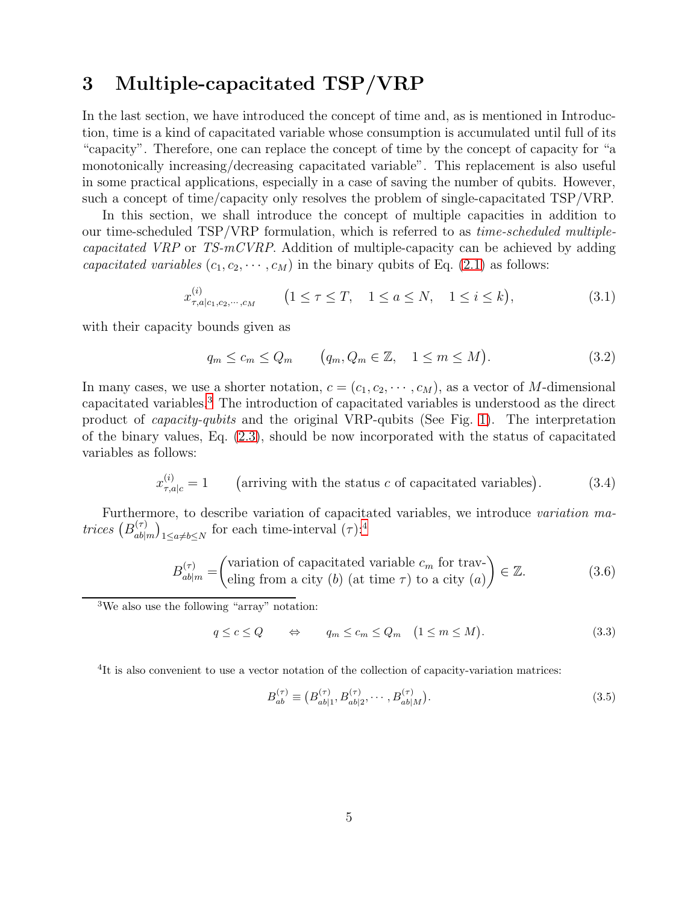# 3 Multiple-capacitated TSP/VRP

In the last section, we have introduced the concept of time and, as is mentioned in Introduction, time is a kind of capacitated variable whose consumption is accumulated until full of its "capacity". Therefore, one can replace the concept of time by the concept of capacity for "a monotonically increasing/decreasing capacitated variable". This replacement is also useful in some practical applications, especially in a case of saving the number of qubits. However, such a concept of time/capacity only resolves the problem of single-capacitated TSP/VRP.

In this section, we shall introduce the concept of multiple capacities in addition to our time-scheduled TSP/VRP formulation, which is referred to as *time-scheduled multiple-capacitated VRP* or *TS-mCVRP*. Addition of multiple-capacity can be achieved by adding *capacitated variables* $(c_1, c_2, \cdots, c_M)$ in the binary qubits of Eq. (2.1) as follows:

$$x^{(i)}_{\tau,a|c_1,c_2,\cdots,c_M} \qquad \big(1 \le \tau \le T, \quad 1 \le a \le N, \quad 1 \le i \le k\big), \tag{3.1}$$

with their capacity bounds given as

$$q_m \le c_m \le Q_m \qquad \big(q_m, Q_m \in \mathbb{Z}, \quad 1 \le m \le M\big). \tag{3.2}$$

In many cases, we use a shorter notation, $c = (c_1, c_2, \cdots, c_M)$, as a vector of $M$-dimensional capacitated variables.[3] The introduction of capacitated variables is understood as the direct product of *capacity-qubits* and the original VRP-qubits (See Fig. 1). The interpretation of the binary values, Eq. (2.3), should be now incorporated with the status of capacitated variables as follows:

$$x^{(i)}_{\tau,a|c} = 1 \qquad \big(\text{arriving with the status } c \text{ of capacitated variables}\big). \tag{3.4}$$

Furthermore, to describe variation of capacitated variables, we introduce *variation matrices* $\big(B^{(\tau)}_{ab|m}\big)_{1\le a\ne b\le N}$ for each time-interval $(\tau)$:[4]

$$B^{(\tau)}_{ab|m} = \begin{pmatrix}\text{variation of capacitated variable } c_m \text{ for trav-}\\ \text{eling from a city } (b) \text{ (at time } \tau) \text{ to a city } (a)\end{pmatrix} \in \mathbb{Z}. \tag{3.6}$$

---

[3] We also use the following "array" notation:

$$q \le c \le Q \qquad \Leftrightarrow \qquad q_m \le c_m \le Q_m \quad \big(1 \le m \le M\big). \tag{3.3}$$

[4] It is also convenient to use a vector notation of the collection of capacity-variation matrices:

$$B^{(\tau)}_{ab} \equiv \big(B^{(\tau)}_{ab|1}, B^{(\tau)}_{ab|2}, \cdots, B^{(\tau)}_{ab|M}\big). \tag{3.5}$$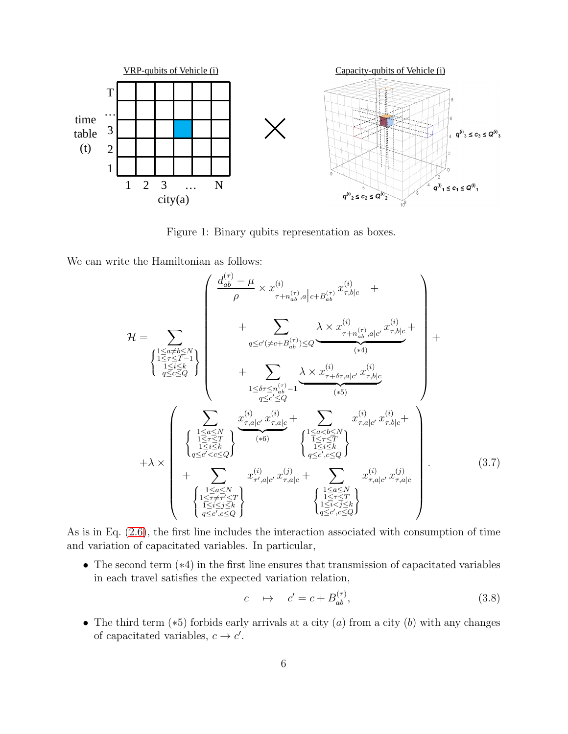Figure 1: Binary qubits representation as boxes.

We can write the Hamiltonian as follows:

$$
\mathcal{H} = \sum_{\left\{\substack{1\leq a\neq b\leq N \\ 1\leq \tau\leq T-1 \\ 1\leq i\leq k \\ q\leq c\leq Q}\right\}} \left( \begin{array}{c} \dfrac{d_{ab}^{(\tau)}-\mu}{\rho} \times x^{(i)}_{\tau+n_{ab}^{(\tau)},a\left|c+B_{ab}^{(\tau)}\right.} x^{(i)}_{\tau,b|c} \quad + \\ + \displaystyle\sum_{q\leq c'(\neq c+B_{ab}^{(\tau)})\leq Q} \underbrace{\lambda \times x^{(i)}_{\tau+n_{ab}^{(\tau)},a|c'} x^{(i)}_{\tau,b|c}}_{(*4)} + \\ + \displaystyle\sum_{\substack{1\leq \delta\tau\leq n_{ab}^{(\tau)}-1 \\ q\leq c'\leq Q}} \underbrace{\lambda \times x^{(i)}_{\tau+\delta\tau,a|c'} x^{(i)}_{\tau,b|c}}_{(*5)} \end{array} \right) +
$$

$$
+\lambda \times \left( \begin{array}{c} \displaystyle\sum_{\left\{\substack{1\leq a\leq N \\ 1\leq \tau\leq T \\ 1\leq i\leq k \\ q\leq c'<c\leq Q}\right\}} \underbrace{x^{(i)}_{\tau,a|c'} x^{(i)}_{\tau,a|c}}_{(*6)} + \displaystyle\sum_{\left\{\substack{1\leq a<b\leq N \\ 1\leq \tau\leq T \\ 1\leq i\leq k \\ q\leq c',c\leq Q}\right\}} x^{(i)}_{\tau,a|c'} x^{(i)}_{\tau,b|c} + \\ + \displaystyle\sum_{\left\{\substack{1\leq a\leq N \\ 1\leq \tau\neq\tau'\leq T \\ 1\leq i\leq j\leq k \\ q\leq c',c\leq Q}\right\}} x^{(i)}_{\tau',a|c'} x^{(j)}_{\tau,a|c} + \displaystyle\sum_{\left\{\substack{1\leq a\leq N \\ 1\leq \tau\leq T \\ 1\leq i<j\leq k \\ q\leq c',c\leq Q}\right\}} x^{(i)}_{\tau,a|c'} x^{(j)}_{\tau,a|c} \end{array} \right). \tag{3.7}
$$

As is in Eq. (2.6), the first line includes the interaction associated with consumption of time and variation of capacitated variables. In particular,

- The second term $(*4)$ in the first line ensures that transmission of capacitated variables in each travel satisfies the expected variation relation,

$$
c \quad \mapsto \quad c' = c + B_{ab}^{(\tau)}, \tag{3.8}
$$

- The third term $(*5)$ forbids early arrivals at a city $(a)$ from a city $(b)$ with any changes of capacitated variables, $c \to c'$.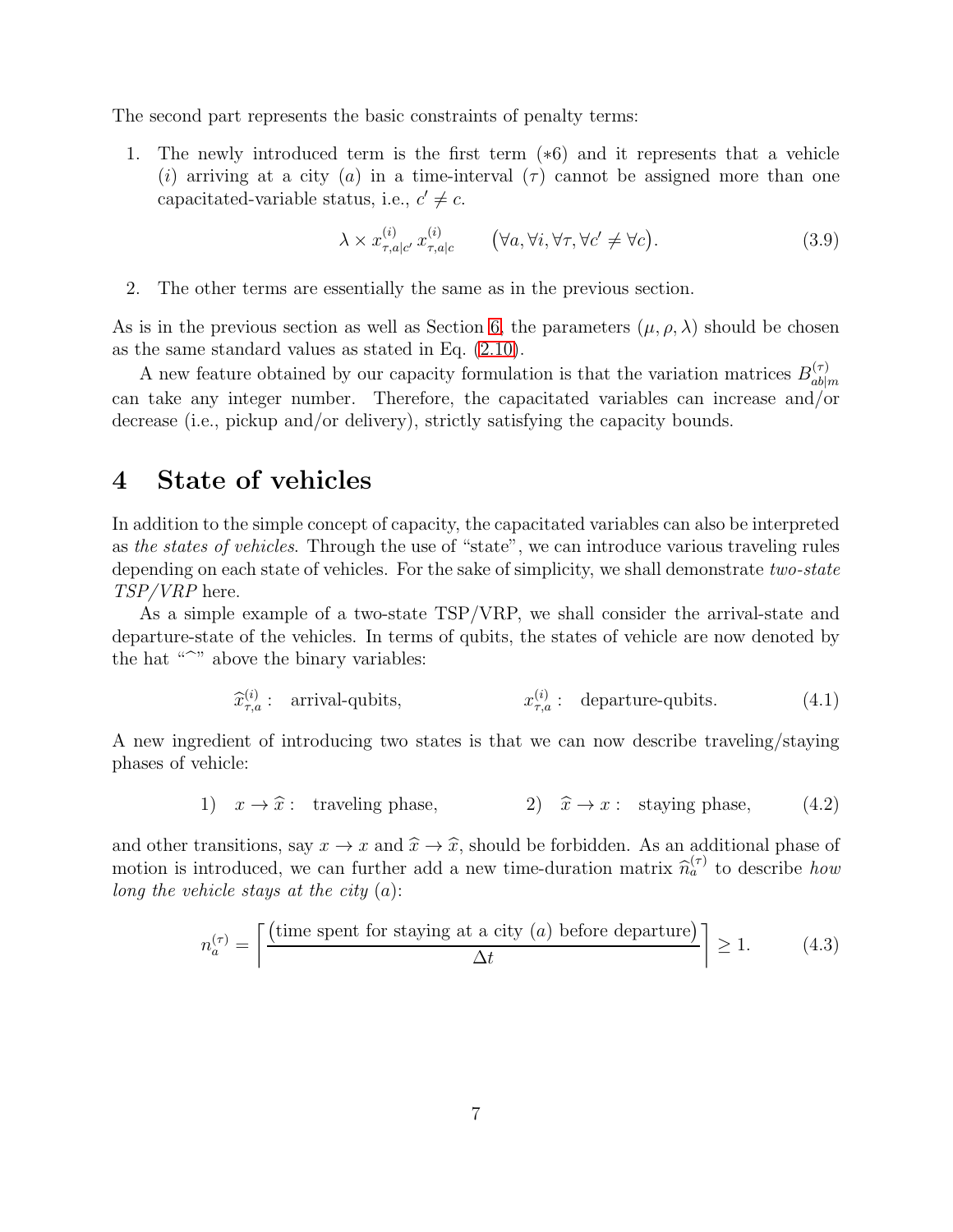The second part represents the basic constraints of penalty terms:

1. The newly introduced term is the first term (∗6) and it represents that a vehicle $(i)$ arriving at a city $(a)$ in a time-interval $(\tau)$ cannot be assigned more than one capacitated-variable status, i.e., $c' \neq c$.

$$\lambda \times x^{(i)}_{\tau,a|c'}\, x^{(i)}_{\tau,a|c} \qquad \big(\forall a, \forall i, \forall \tau, \forall c' \neq \forall c\big). \tag{3.9}$$

2. The other terms are essentially the same as in the previous section.

As is in the previous section as well as Section 6, the parameters $(\mu, \rho, \lambda)$ should be chosen as the same standard values as stated in Eq. (2.10).

A new feature obtained by our capacity formulation is that the variation matrices $B^{(\tau)}_{ab|m}$ can take any integer number. Therefore, the capacitated variables can increase and/or decrease (i.e., pickup and/or delivery), strictly satisfying the capacity bounds.

# 4 State of vehicles

In addition to the simple concept of capacity, the capacitated variables can also be interpreted as *the states of vehicles*. Through the use of "state", we can introduce various traveling rules depending on each state of vehicles. For the sake of simplicity, we shall demonstrate *two-state TSP/VRP* here.

As a simple example of a two-state TSP/VRP, we shall consider the arrival-state and departure-state of the vehicles. In terms of qubits, the states of vehicle are now denoted by the hat "$\widehat{\ }$" above the binary variables:

$$\widehat{x}^{(i)}_{\tau,a} : \quad \text{arrival-qubits}, \qquad\qquad x^{(i)}_{\tau,a} : \quad \text{departure-qubits}. \tag{4.1}$$

A new ingredient of introducing two states is that we can now describe traveling/staying phases of vehicle:

$$1) \quad x \to \widehat{x} : \quad \text{traveling phase}, \qquad\qquad 2) \quad \widehat{x} \to x : \quad \text{staying phase}, \tag{4.2}$$

and other transitions, say $x \to x$ and $\widehat{x} \to \widehat{x}$, should be forbidden. As an additional phase of motion is introduced, we can further add a new time-duration matrix $\widehat{n}^{(\tau)}_a$ to describe *how long the vehicle stays at the city* $(a)$:

$$n^{(\tau)}_a = \left\lceil \frac{\big(\text{time spent for staying at a city } (a) \text{ before departure}\big)}{\Delta t} \right\rceil \geq 1. \tag{4.3}$$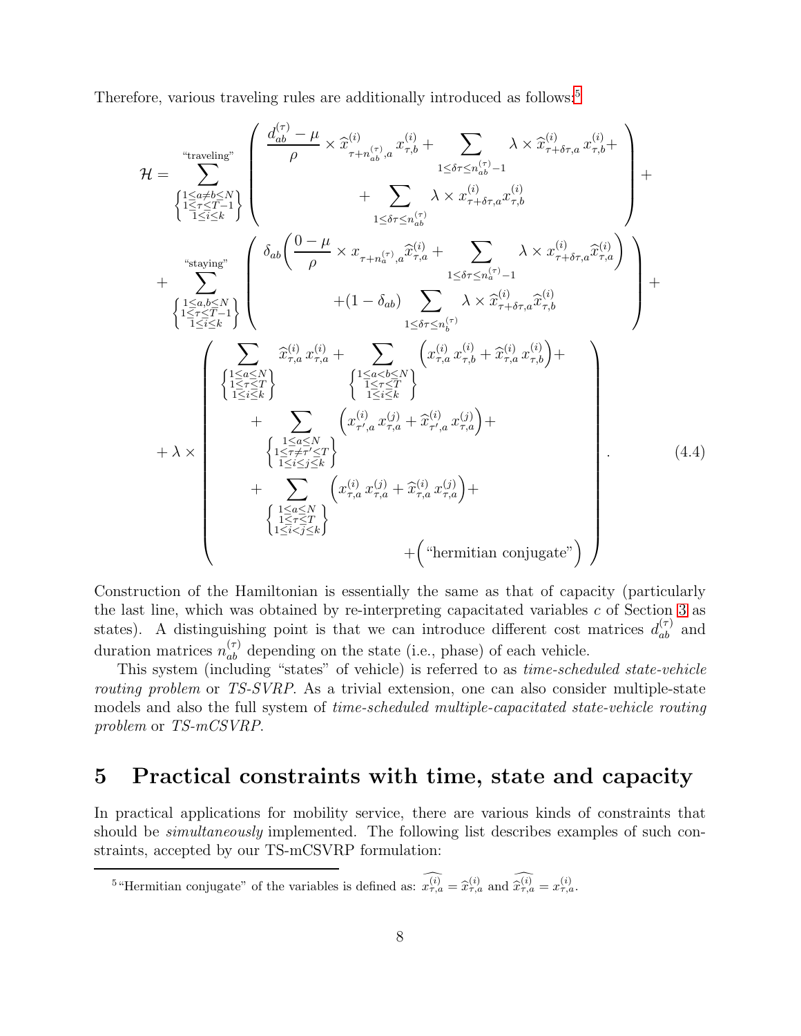Therefore, various traveling rules are additionally introduced as follows:[5]

$$
\begin{aligned}
\mathcal{H} = &\sum_{\substack{\text{"traveling"} \\ \left\{\substack{1\le a\neq b\le N \\ 1\le\tau\le T-1 \\ 1\le i\le k}\right\}}} \left( \begin{array}{c} \dfrac{d_{ab}^{(\tau)}-\mu}{\rho} \times \widehat{x}^{(i)}_{\tau+n_{ab}^{(\tau)},a}\, x^{(i)}_{\tau,b} + \displaystyle\sum_{1\le\delta\tau\le n_{ab}^{(\tau)}-1} \lambda\times \widehat{x}^{(i)}_{\tau+\delta\tau,a}\, x^{(i)}_{\tau,b} + \\ + \displaystyle\sum_{1\le\delta\tau\le n_{ab}^{(\tau)}} \lambda \times x^{(i)}_{\tau+\delta\tau,a} x^{(i)}_{\tau,b} \end{array} \right) + \\
&+ \sum_{\substack{\text{"staying"} \\ \left\{\substack{1\le a,b\le N \\ 1\le\tau\le T-1 \\ 1\le i\le k}\right\}}} \left( \begin{array}{c} \delta_{ab}\Bigg( \dfrac{0-\mu}{\rho} \times x_{\tau+n_a^{(\tau)},a}\widehat{x}^{(i)}_{\tau,a} + \displaystyle\sum_{1\le\delta\tau\le n_a^{(\tau)}-1} \lambda\times x^{(i)}_{\tau+\delta\tau,a}\widehat{x}^{(i)}_{\tau,a} \Bigg) \\ +(1-\delta_{ab}) \displaystyle\sum_{1\le\delta\tau\le n_b^{(\tau)}} \lambda\times \widehat{x}^{(i)}_{\tau+\delta\tau,a}\widehat{x}^{(i)}_{\tau,b} \end{array} \right) + \\
&+ \lambda \times \left( \begin{array}{l} \displaystyle\sum_{\left\{\substack{1\le a\le N \\ 1\le\tau\le T \\ 1\le i\le k}\right\}} \widehat{x}^{(i)}_{\tau,a}\, x^{(i)}_{\tau,a} + \sum_{\left\{\substack{1\le a<b\le N \\ 1\le\tau\le T \\ 1\le i\le k}\right\}} \Big( x^{(i)}_{\tau,a}\, x^{(i)}_{\tau,b} + \widehat{x}^{(i)}_{\tau,a}\, x^{(i)}_{\tau,b}\Big) + \\ \quad + \displaystyle\sum_{\left\{\substack{1\le a\le N \\ 1\le\tau\neq\tau'\le T \\ 1\le i\le j\le k}\right\}} \Big( x^{(i)}_{\tau',a}\, x^{(j)}_{\tau,a} + \widehat{x}^{(i)}_{\tau',a}\, x^{(j)}_{\tau,a}\Big) + \\ \quad + \displaystyle\sum_{\left\{\substack{1\le a\le N \\ 1\le\tau\le T \\ 1\le i<j\le k}\right\}} \Big( x^{(i)}_{\tau,a}\, x^{(j)}_{\tau,a} + \widehat{x}^{(i)}_{\tau,a}\, x^{(j)}_{\tau,a}\Big) + \\ \qquad\qquad\qquad + \Big(\text{"hermitian conjugate"}\Big) \end{array} \right).
\end{aligned}
\tag{4.4}
$$

Construction of the Hamiltonian is essentially the same as that of capacity (particularly the last line, which was obtained by re-interpreting capacitated variables $c$ of Section 3 as states). A distinguishing point is that we can introduce different cost matrices $d_{ab}^{(\tau)}$ and duration matrices $n_{ab}^{(\tau)}$ depending on the state (i.e., phase) of each vehicle.

This system (including "states" of vehicle) is referred to as *time-scheduled state-vehicle routing problem* or *TS-SVRP*. As a trivial extension, one can also consider multiple-state models and also the full system of *time-scheduled multiple-capacitated state-vehicle routing problem* or *TS-mCSVRP*.

# 5 Practical constraints with time, state and capacity

In practical applications for mobility service, there are various kinds of constraints that should be *simultaneously* implemented. The following list describes examples of such constraints, accepted by our TS-mCSVRP formulation:

[5] "Hermitian conjugate" of the variables is defined as: $\widehat{x^{(i)}_{\tau,a}} = \widehat{x}^{(i)}_{\tau,a}$ and $\widehat{\widehat{x}^{(i)}_{\tau,a}} = x^{(i)}_{\tau,a}$.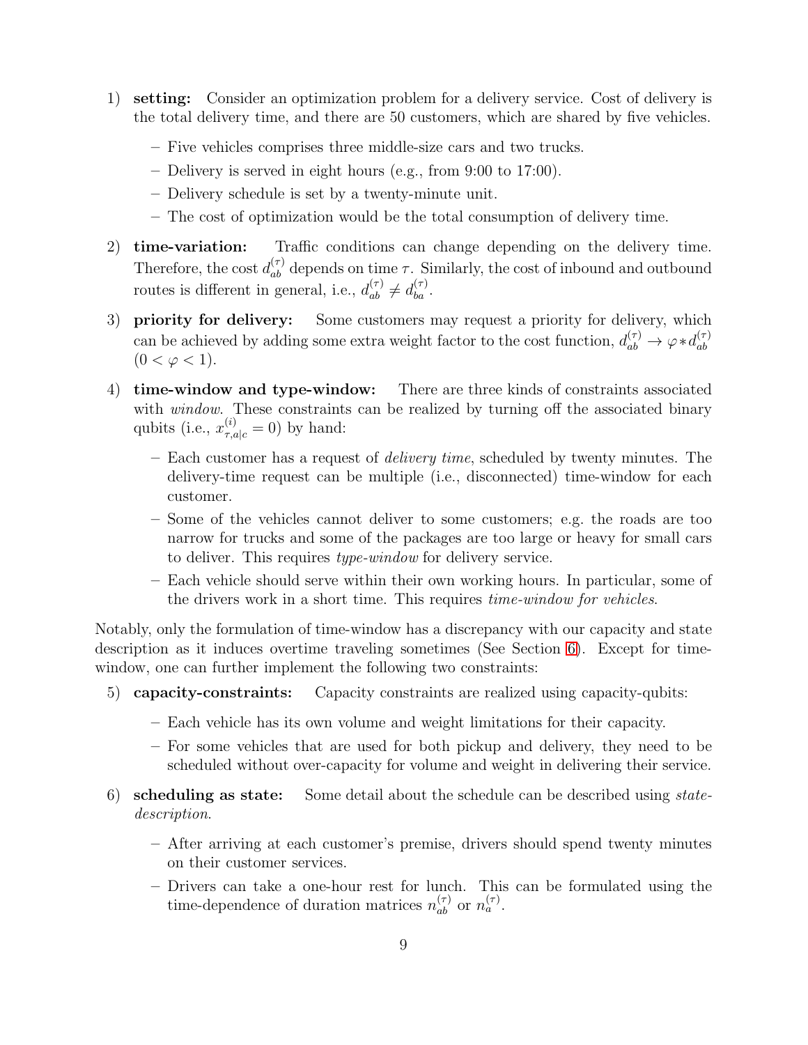1) **setting:** Consider an optimization problem for a delivery service. Cost of delivery is the total delivery time, and there are 50 customers, which are shared by five vehicles.

   - Five vehicles comprises three middle-size cars and two trucks.
   - Delivery is served in eight hours (e.g., from 9:00 to 17:00).
   - Delivery schedule is set by a twenty-minute unit.
   - The cost of optimization would be the total consumption of delivery time.

2) **time-variation:** Traffic conditions can change depending on the delivery time. Therefore, the cost $d_{ab}^{(\tau)}$ depends on time $\tau$. Similarly, the cost of inbound and outbound routes is different in general, i.e., $d_{ab}^{(\tau)} \neq d_{ba}^{(\tau)}$.

3) **priority for delivery:** Some customers may request a priority for delivery, which can be achieved by adding some extra weight factor to the cost function, $d_{ab}^{(\tau)} \to \varphi * d_{ab}^{(\tau)}$ $(0 < \varphi < 1)$.

4) **time-window and type-window:** There are three kinds of constraints associated with *window*. These constraints can be realized by turning off the associated binary qubits (i.e., $x_{\tau,a|c}^{(i)} = 0$) by hand:

   - Each customer has a request of *delivery time*, scheduled by twenty minutes. The delivery-time request can be multiple (i.e., disconnected) time-window for each customer.
   - Some of the vehicles cannot deliver to some customers; e.g. the roads are too narrow for trucks and some of the packages are too large or heavy for small cars to deliver. This requires *type-window* for delivery service.
   - Each vehicle should serve within their own working hours. In particular, some of the drivers work in a short time. This requires *time-window for vehicles*.

Notably, only the formulation of time-window has a discrepancy with our capacity and state description as it induces overtime traveling sometimes (See Section 6). Except for time-window, one can further implement the following two constraints:

5) **capacity-constraints:** Capacity constraints are realized using capacity-qubits:

   - Each vehicle has its own volume and weight limitations for their capacity.
   - For some vehicles that are used for both pickup and delivery, they need to be scheduled without over-capacity for volume and weight in delivering their service.

6) **scheduling as state:** Some detail about the schedule can be described using *state-description*.

   - After arriving at each customer's premise, drivers should spend twenty minutes on their customer services.
   - Drivers can take a one-hour rest for lunch. This can be formulated using the time-dependence of duration matrices $n_{ab}^{(\tau)}$ or $n_{a}^{(\tau)}$.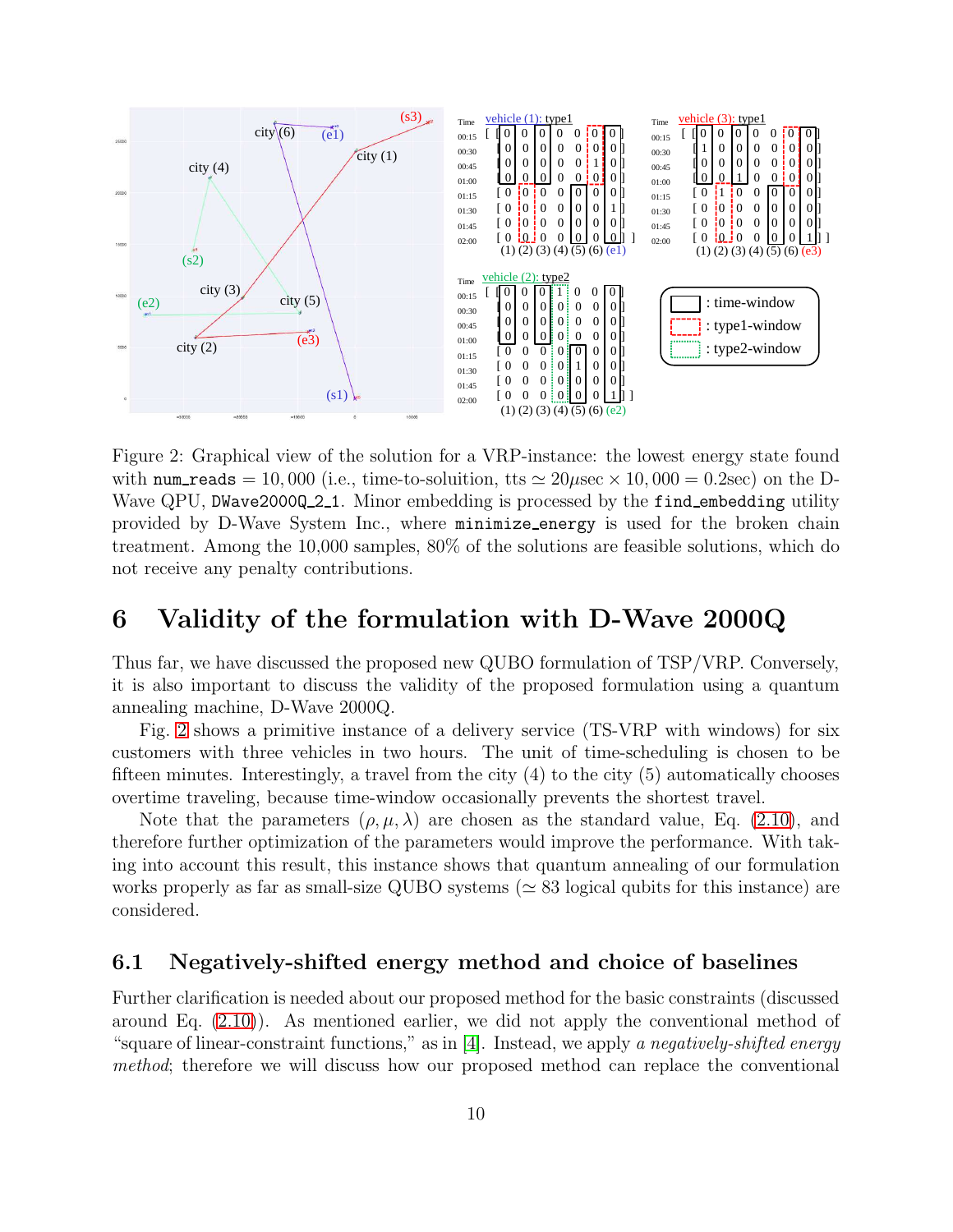Figure 2: Graphical view of the solution for a VRP-instance: the lowest energy state found with `num_reads` $= 10,000$ (i.e., time-to-soluition, tts $\simeq 20\mu$sec $\times$ $10,000 = 0.2$sec) on the D-Wave QPU, `DWave2000Q_2_1`. Minor embedding is processed by the `find_embedding` utility provided by D-Wave System Inc., where `minimize_energy` is used for the broken chain treatment. Among the 10,000 samples, 80% of the solutions are feasible solutions, which do not receive any penalty contributions.

# 6 Validity of the formulation with D-Wave 2000Q

Thus far, we have discussed the proposed new QUBO formulation of TSP/VRP. Conversely, it is also important to discuss the validity of the proposed formulation using a quantum annealing machine, D-Wave 2000Q.

Fig. 2 shows a primitive instance of a delivery service (TS-VRP with windows) for six customers with three vehicles in two hours. The unit of time-scheduling is chosen to be fifteen minutes. Interestingly, a travel from the city (4) to the city (5) automatically chooses overtime traveling, because time-window occasionally prevents the shortest travel.

Note that the parameters $(\rho, \mu, \lambda)$ are chosen as the standard value, Eq. (2.10), and therefore further optimization of the parameters would improve the performance. With taking into account this result, this instance shows that quantum annealing of our formulation works properly as far as small-size QUBO systems ($\simeq 83$ logical qubits for this instance) are considered.

## 6.1 Negatively-shifted energy method and choice of baselines

Further clarification is needed about our proposed method for the basic constraints (discussed around Eq. (2.10)). As mentioned earlier, we did not apply the conventional method of "square of linear-constraint functions," as in [4]. Instead, we apply *a negatively-shifted energy method*; therefore we will discuss how our proposed method can replace the conventional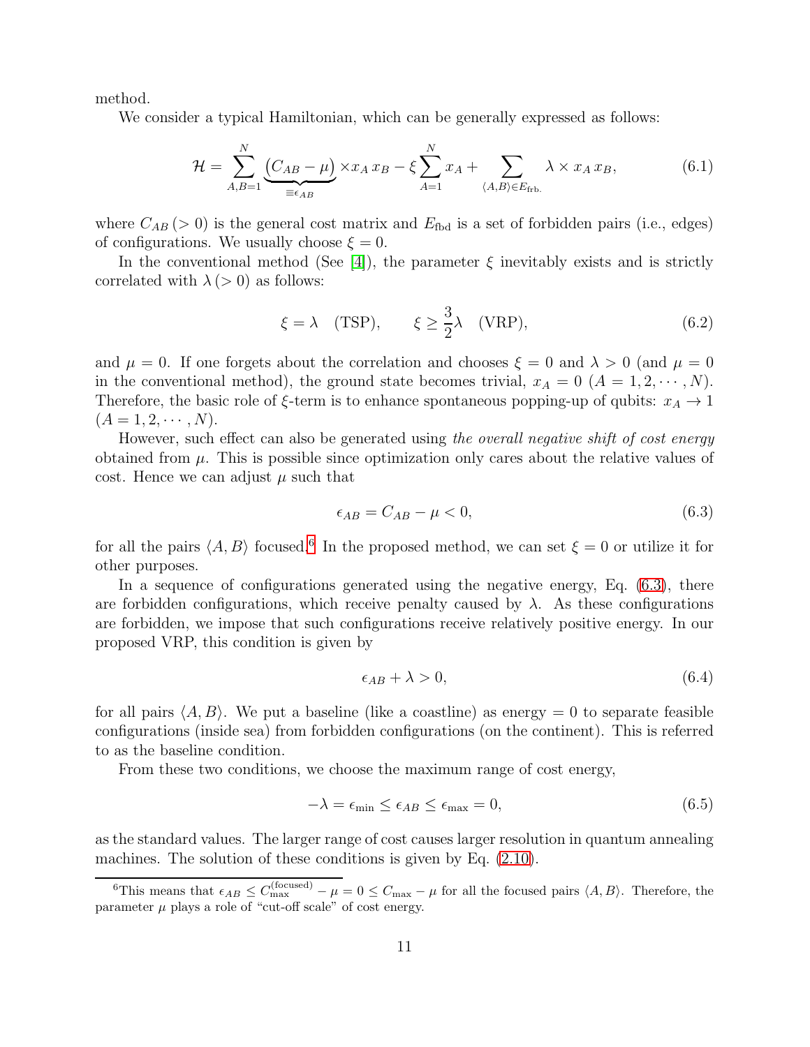method.

We consider a typical Hamiltonian, which can be generally expressed as follows:

$$\mathcal{H} = \sum_{A,B=1}^{N} \underbrace{(C_{AB} - \mu)}_{\equiv \epsilon_{AB}} \times x_A \, x_B - \xi \sum_{A=1}^{N} x_A + \sum_{\langle A,B \rangle \in E_{\mathrm{frb.}}} \lambda \times x_A \, x_B, \tag{6.1}$$

where $C_{AB}\,(>0)$ is the general cost matrix and $E_{\mathrm{fbd}}$ is a set of forbidden pairs (i.e., edges) of configurations. We usually choose $\xi = 0$.

In the conventional method (See [4]), the parameter $\xi$ inevitably exists and is strictly correlated with $\lambda\,(>0)$ as follows:

$$\xi = \lambda \quad (\mathrm{TSP}), \qquad \xi \geq \frac{3}{2}\lambda \quad (\mathrm{VRP}), \tag{6.2}$$

and $\mu = 0$. If one forgets about the correlation and chooses $\xi = 0$ and $\lambda > 0$ (and $\mu = 0$ in the conventional method), the ground state becomes trivial, $x_A = 0$ $(A = 1, 2, \cdots, N)$. Therefore, the basic role of $\xi$-term is to enhance spontaneous popping-up of qubits: $x_A \to 1$ $(A = 1, 2, \cdots, N)$.

However, such effect can also be generated using *the overall negative shift of cost energy* obtained from $\mu$. This is possible since optimization only cares about the relative values of cost. Hence we can adjust $\mu$ such that

$$\epsilon_{AB} = C_{AB} - \mu < 0, \tag{6.3}$$

for all the pairs $\langle A, B \rangle$ focused.[6] In the proposed method, we can set $\xi = 0$ or utilize it for other purposes.

In a sequence of configurations generated using the negative energy, Eq. (6.3), there are forbidden configurations, which receive penalty caused by $\lambda$. As these configurations are forbidden, we impose that such configurations receive relatively positive energy. In our proposed VRP, this condition is given by

$$\epsilon_{AB} + \lambda > 0, \tag{6.4}$$

for all pairs $\langle A, B \rangle$. We put a baseline (like a coastline) as energy $= 0$ to separate feasible configurations (inside sea) from forbidden configurations (on the continent). This is referred to as the baseline condition.

From these two conditions, we choose the maximum range of cost energy,

$$-\lambda = \epsilon_{\min} \leq \epsilon_{AB} \leq \epsilon_{\max} = 0, \tag{6.5}$$

as the standard values. The larger range of cost causes larger resolution in quantum annealing machines. The solution of these conditions is given by Eq. (2.10).

[6] This means that $\epsilon_{AB} \leq C_{\max}^{(\mathrm{focused})} - \mu = 0 \leq C_{\max} - \mu$ for all the focused pairs $\langle A, B \rangle$. Therefore, the parameter $\mu$ plays a role of "cut-off scale" of cost energy.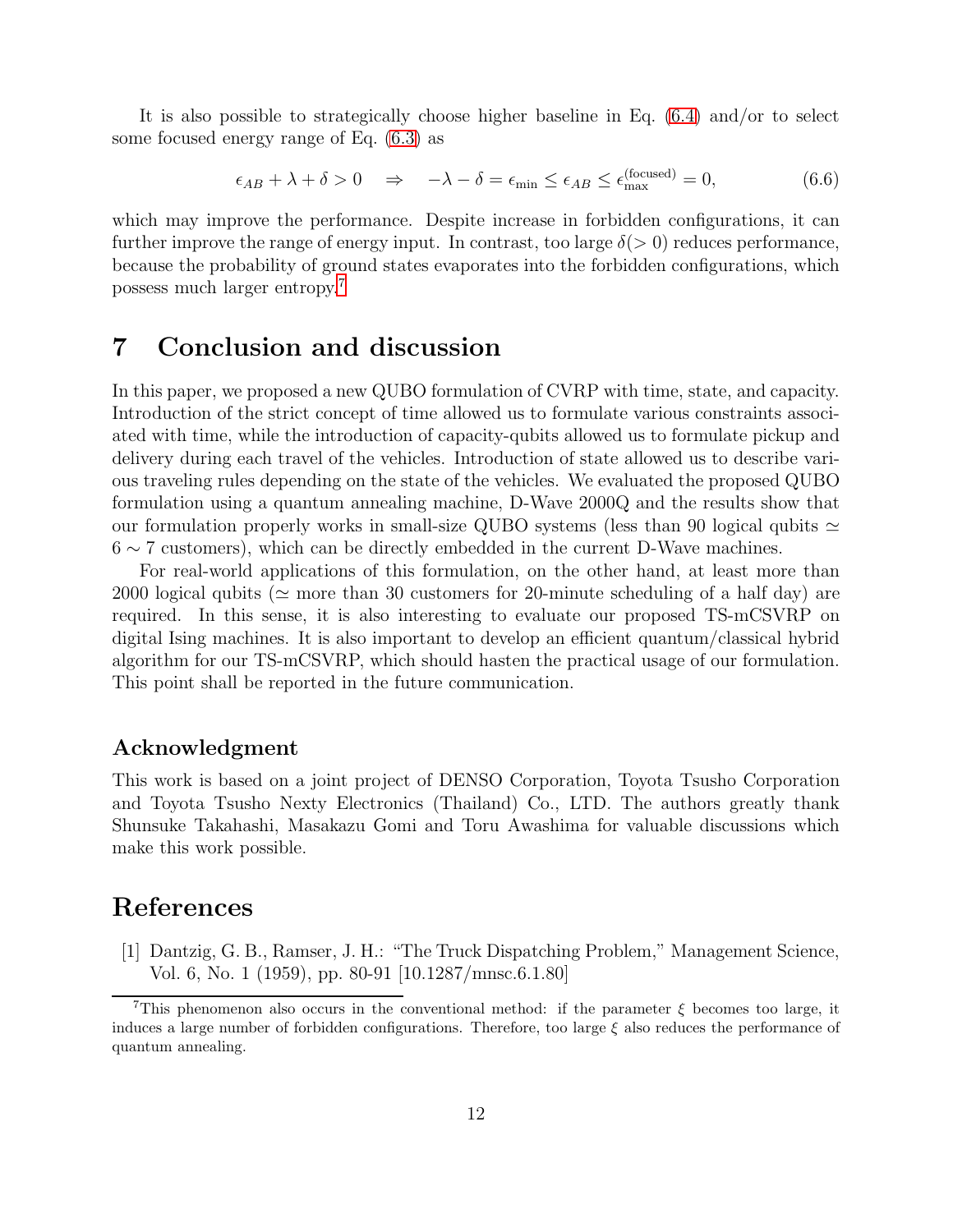It is also possible to strategically choose higher baseline in Eq. (6.4) and/or to select some focused energy range of Eq. (6.3) as

$$\epsilon_{AB} + \lambda + \delta > 0 \quad \Rightarrow \quad -\lambda - \delta = \epsilon_{\min} \leq \epsilon_{AB} \leq \epsilon_{\max}^{(\text{focused})} = 0, \tag{6.6}$$

which may improve the performance. Despite increase in forbidden configurations, it can further improve the range of energy input. In contrast, too large $\delta (> 0)$ reduces performance, because the probability of ground states evaporates into the forbidden configurations, which possess much larger entropy.[7]

# 7 Conclusion and discussion

In this paper, we proposed a new QUBO formulation of CVRP with time, state, and capacity. Introduction of the strict concept of time allowed us to formulate various constraints associated with time, while the introduction of capacity-qubits allowed us to formulate pickup and delivery during each travel of the vehicles. Introduction of state allowed us to describe various traveling rules depending on the state of the vehicles. We evaluated the proposed QUBO formulation using a quantum annealing machine, D-Wave 2000Q and the results show that our formulation properly works in small-size QUBO systems (less than 90 logical qubits $\simeq$ $6 \sim 7$ customers), which can be directly embedded in the current D-Wave machines.

For real-world applications of this formulation, on the other hand, at least more than 2000 logical qubits ($\simeq$ more than 30 customers for 20-minute scheduling of a half day) are required. In this sense, it is also interesting to evaluate our proposed TS-mCSVRP on digital Ising machines. It is also important to develop an efficient quantum/classical hybrid algorithm for our TS-mCSVRP, which should hasten the practical usage of our formulation. This point shall be reported in the future communication.

## Acknowledgment

This work is based on a joint project of DENSO Corporation, Toyota Tsusho Corporation and Toyota Tsusho Nexty Electronics (Thailand) Co., LTD. The authors greatly thank Shunsuke Takahashi, Masakazu Gomi and Toru Awashima for valuable discussions which make this work possible.

# References

[1] Dantzig, G. B., Ramser, J. H.: "The Truck Dispatching Problem," Management Science, Vol. 6, No. 1 (1959), pp. 80-91 [10.1287/mnsc.6.1.80]

[7] This phenomenon also occurs in the conventional method: if the parameter $\xi$ becomes too large, it induces a large number of forbidden configurations. Therefore, too large $\xi$ also reduces the performance of quantum annealing.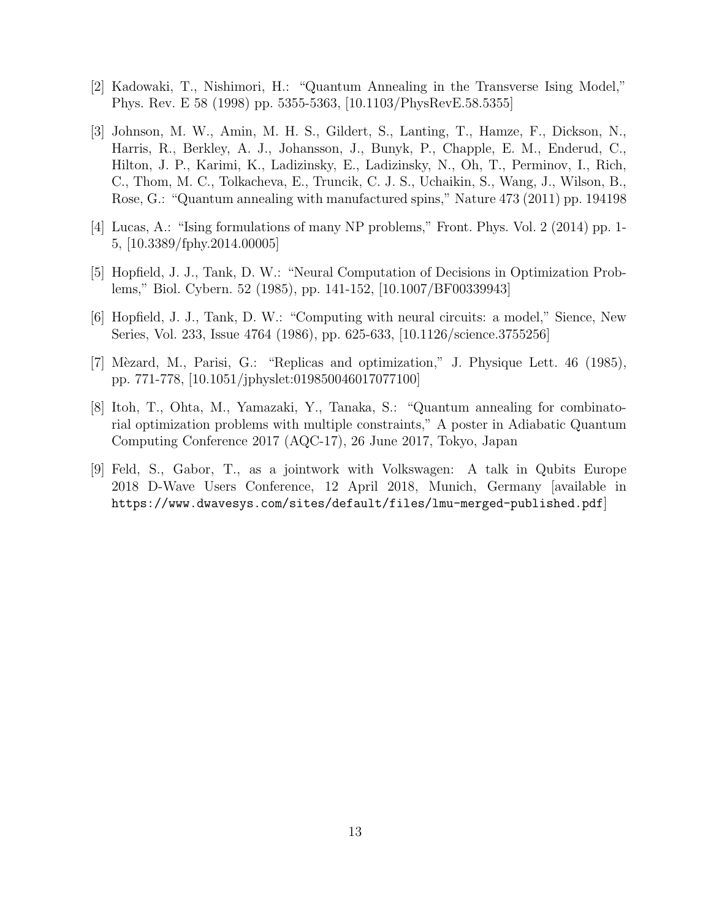[2] Kadowaki, T., Nishimori, H.: "Quantum Annealing in the Transverse Ising Model," Phys. Rev. E 58 (1998) pp. 5355-5363, [10.1103/PhysRevE.58.5355]

[3] Johnson, M. W., Amin, M. H. S., Gildert, S., Lanting, T., Hamze, F., Dickson, N., Harris, R., Berkley, A. J., Johansson, J., Bunyk, P., Chapple, E. M., Enderud, C., Hilton, J. P., Karimi, K., Ladizinsky, E., Ladizinsky, N., Oh, T., Perminov, I., Rich, C., Thom, M. C., Tolkacheva, E., Truncik, C. J. S., Uchaikin, S., Wang, J., Wilson, B., Rose, G.: "Quantum annealing with manufactured spins," Nature 473 (2011) pp. 194198

[4] Lucas, A.: "Ising formulations of many NP problems," Front. Phys. Vol. 2 (2014) pp. 1-5, [10.3389/fphy.2014.00005]

[5] Hopfield, J. J., Tank, D. W.: "Neural Computation of Decisions in Optimization Problems," Biol. Cybern. 52 (1985), pp. 141-152, [10.1007/BF00339943]

[6] Hopfield, J. J., Tank, D. W.: "Computing with neural circuits: a model," Sience, New Series, Vol. 233, Issue 4764 (1986), pp. 625-633, [10.1126/science.3755256]

[7] Mèzard, M., Parisi, G.: "Replicas and optimization," J. Physique Lett. 46 (1985), pp. 771-778, [10.1051/jphyslet:019850046017077100]

[8] Itoh, T., Ohta, M., Yamazaki, Y., Tanaka, S.: "Quantum annealing for combinatorial optimization problems with multiple constraints," A poster in Adiabatic Quantum Computing Conference 2017 (AQC-17), 26 June 2017, Tokyo, Japan

[9] Feld, S., Gabor, T., as a jointwork with Volkswagen: A talk in Qubits Europe 2018 D-Wave Users Conference, 12 April 2018, Munich, Germany [available in `https://www.dwavesys.com/sites/default/files/lmu-merged-published.pdf`]